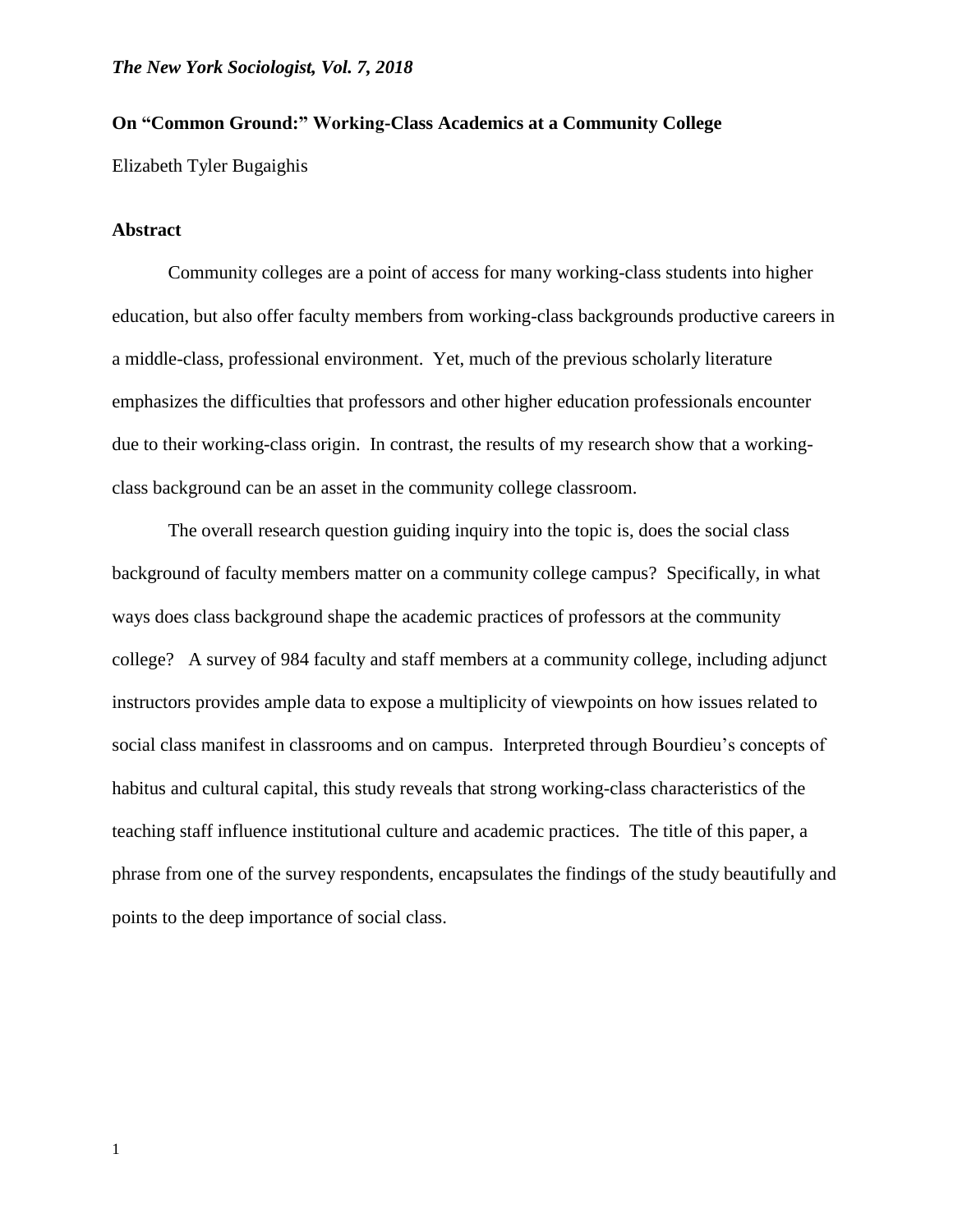# On "Common Ground:" Working-Class Academics at a Community College

Elizabeth Tyler Bugaighis

## Abstract

Community colleges are a point of access for many working-class students into higher education, but also offer faculty members from working-class backgrounds productive careers in a middle-class, professional environment. Yet, much of the previous scholarly literature emphasizes the difficulties that professors and other higher education professionals encounter due to their working-class origin. In contrast, the results of my research show that a working-class background can be an asset in the community college classroom.

The overall research question guiding inquiry into the topic is, does the social class background of faculty members matter on a community college campus? Specifically, in what ways does class background shape the academic practices of professors at the community college? A survey of 984 faculty and staff members at a community college, including adjunct instructors provides ample data to expose a multiplicity of viewpoints on how issues related to social class manifest in classrooms and on campus. Interpreted through Bourdieu's concepts of habitus and cultural capital, this study reveals that strong working-class characteristics of the teaching staff influence institutional culture and academic practices. The title of this paper, a phrase from one of the survey respondents, encapsulates the findings of the study beautifully and points to the deep importance of social class.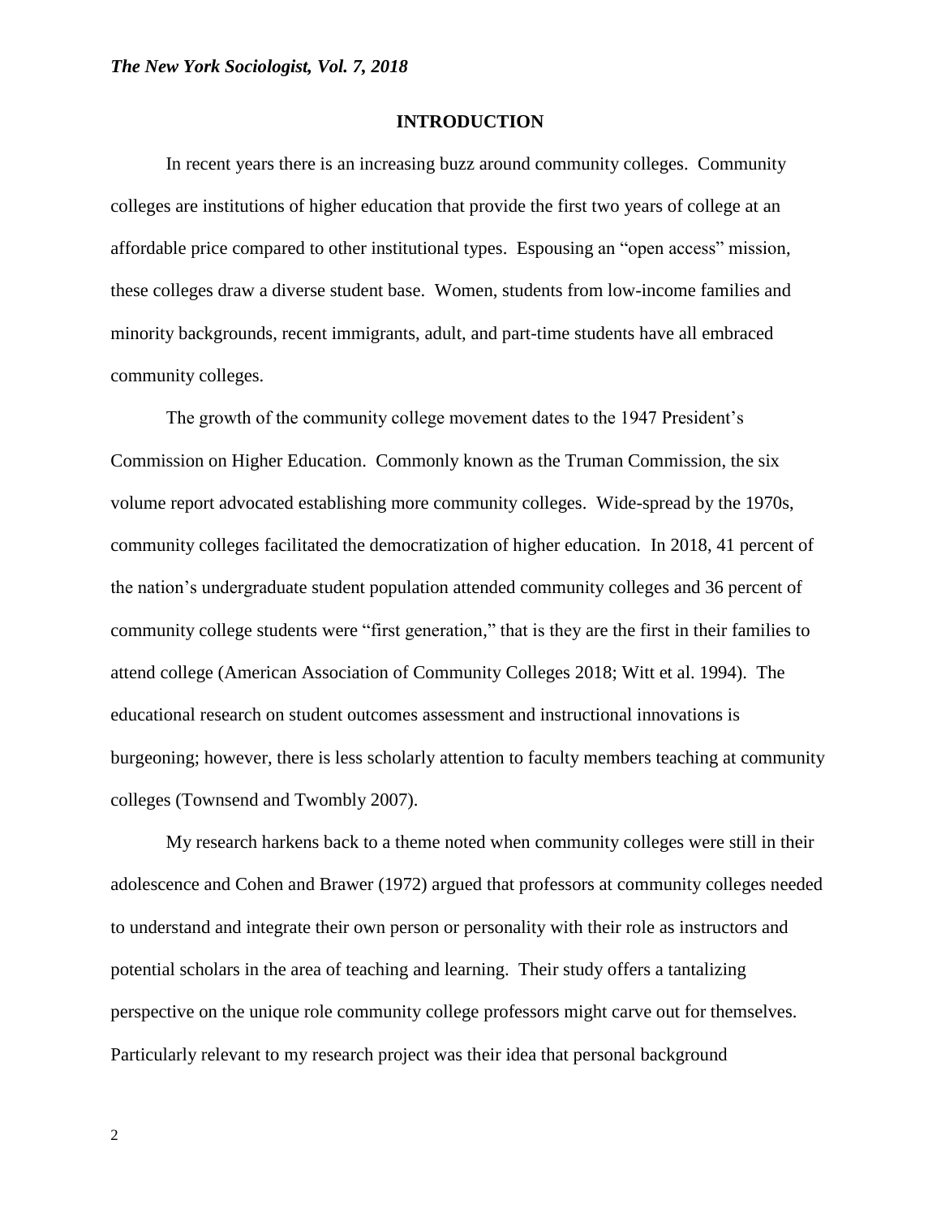## INTRODUCTION

In recent years there is an increasing buzz around community colleges. Community colleges are institutions of higher education that provide the first two years of college at an affordable price compared to other institutional types. Espousing an "open access" mission, these colleges draw a diverse student base. Women, students from low-income families and minority backgrounds, recent immigrants, adult, and part-time students have all embraced community colleges.

The growth of the community college movement dates to the 1947 President's Commission on Higher Education. Commonly known as the Truman Commission, the six volume report advocated establishing more community colleges. Wide-spread by the 1970s, community colleges facilitated the democratization of higher education. In 2018, 41 percent of the nation's undergraduate student population attended community colleges and 36 percent of community college students were "first generation," that is they are the first in their families to attend college (American Association of Community Colleges 2018; Witt et al. 1994). The educational research on student outcomes assessment and instructional innovations is burgeoning; however, there is less scholarly attention to faculty members teaching at community colleges (Townsend and Twombly 2007).

My research harkens back to a theme noted when community colleges were still in their adolescence and Cohen and Brawer (1972) argued that professors at community colleges needed to understand and integrate their own person or personality with their role as instructors and potential scholars in the area of teaching and learning. Their study offers a tantalizing perspective on the unique role community college professors might carve out for themselves. Particularly relevant to my research project was their idea that personal background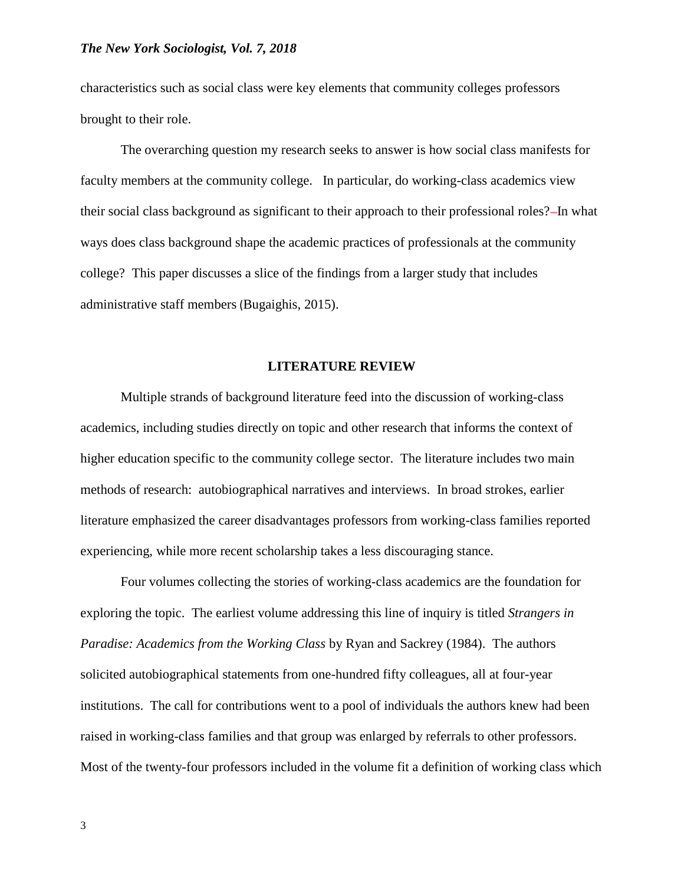characteristics such as social class were key elements that community colleges professors brought to their role.

The overarching question my research seeks to answer is how social class manifests for faculty members at the community college. In particular, do working-class academics view their social class background as significant to their approach to their professional roles? In what ways does class background shape the academic practices of professionals at the community college? This paper discusses a slice of the findings from a larger study that includes administrative staff members (Bugaighis, 2015).

## LITERATURE REVIEW

Multiple strands of background literature feed into the discussion of working-class academics, including studies directly on topic and other research that informs the context of higher education specific to the community college sector. The literature includes two main methods of research: autobiographical narratives and interviews. In broad strokes, earlier literature emphasized the career disadvantages professors from working-class families reported experiencing, while more recent scholarship takes a less discouraging stance.

Four volumes collecting the stories of working-class academics are the foundation for exploring the topic. The earliest volume addressing this line of inquiry is titled *Strangers in Paradise: Academics from the Working Class* by Ryan and Sackrey (1984). The authors solicited autobiographical statements from one-hundred fifty colleagues, all at four-year institutions. The call for contributions went to a pool of individuals the authors knew had been raised in working-class families and that group was enlarged by referrals to other professors. Most of the twenty-four professors included in the volume fit a definition of working class which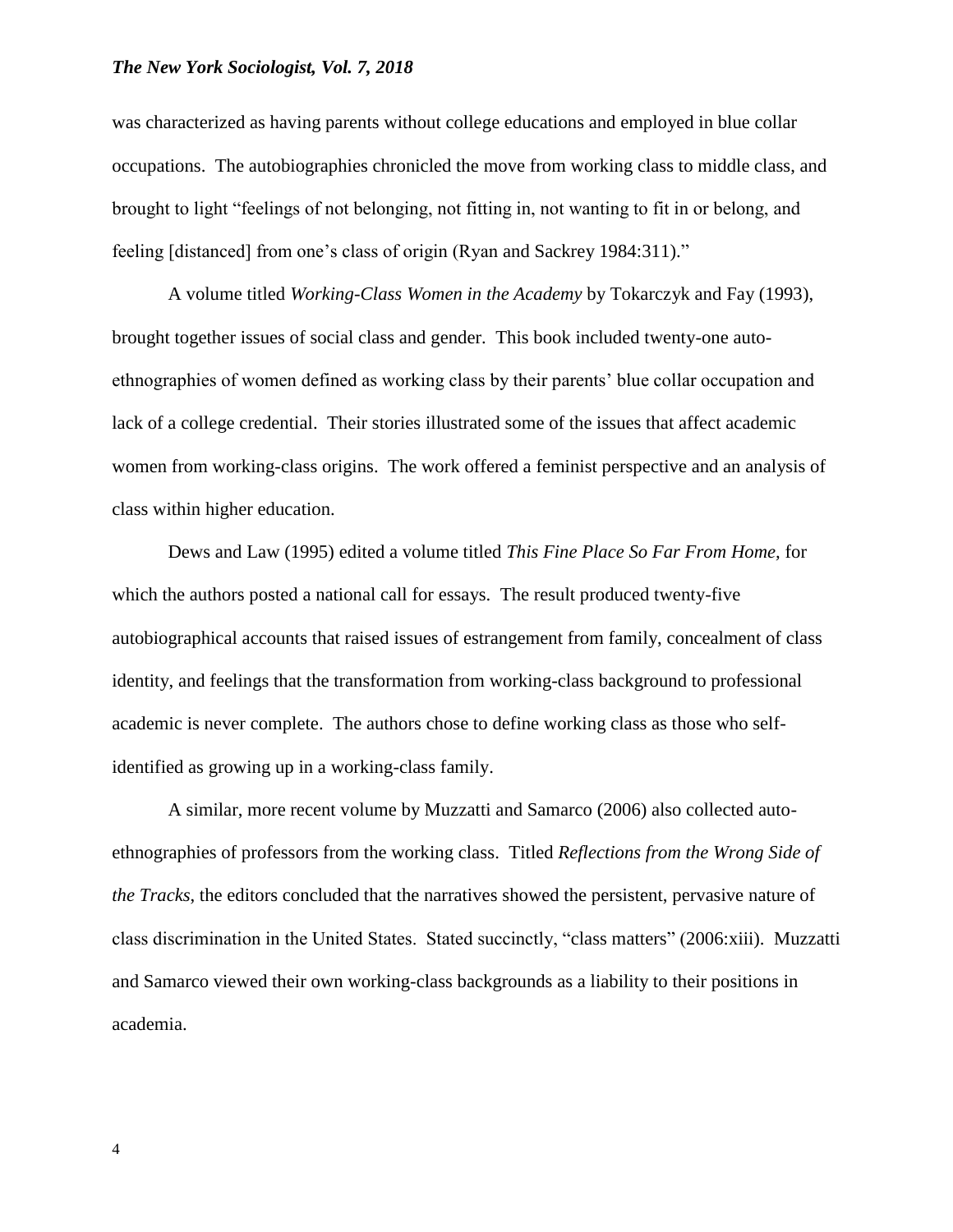was characterized as having parents without college educations and employed in blue collar occupations. The autobiographies chronicled the move from working class to middle class, and brought to light "feelings of not belonging, not fitting in, not wanting to fit in or belong, and feeling [distanced] from one's class of origin (Ryan and Sackrey 1984:311)."

A volume titled *Working-Class Women in the Academy* by Tokarczyk and Fay (1993), brought together issues of social class and gender. This book included twenty-one auto-ethnographies of women defined as working class by their parents' blue collar occupation and lack of a college credential. Their stories illustrated some of the issues that affect academic women from working-class origins. The work offered a feminist perspective and an analysis of class within higher education.

Dews and Law (1995) edited a volume titled *This Fine Place So Far From Home,* for which the authors posted a national call for essays. The result produced twenty-five autobiographical accounts that raised issues of estrangement from family, concealment of class identity, and feelings that the transformation from working-class background to professional academic is never complete. The authors chose to define working class as those who self-identified as growing up in a working-class family.

A similar, more recent volume by Muzzatti and Samarco (2006) also collected auto-ethnographies of professors from the working class. Titled *Reflections from the Wrong Side of the Tracks*, the editors concluded that the narratives showed the persistent, pervasive nature of class discrimination in the United States. Stated succinctly, "class matters" (2006:xiii). Muzzatti and Samarco viewed their own working-class backgrounds as a liability to their positions in academia.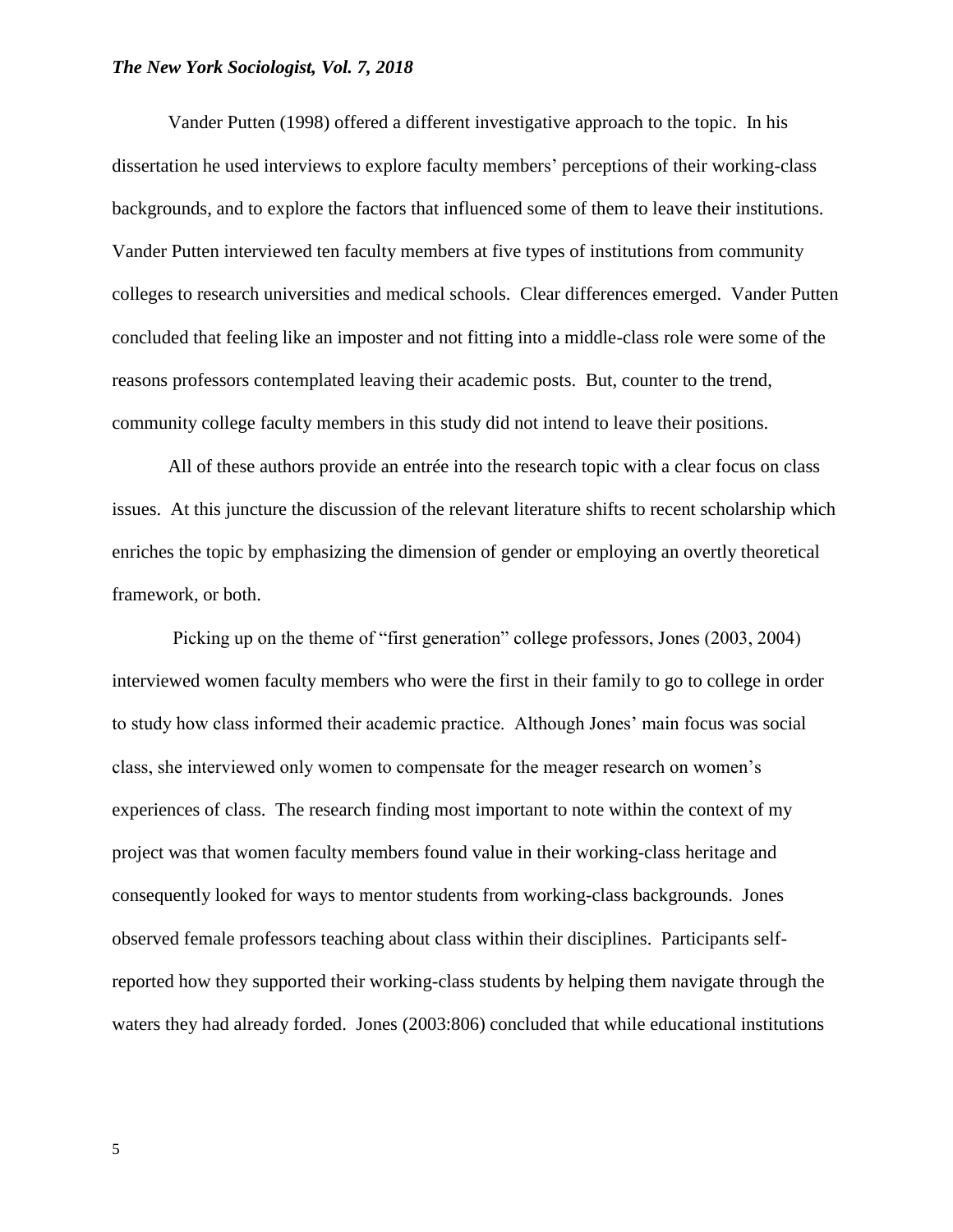Vander Putten (1998) offered a different investigative approach to the topic. In his dissertation he used interviews to explore faculty members' perceptions of their working-class backgrounds, and to explore the factors that influenced some of them to leave their institutions. Vander Putten interviewed ten faculty members at five types of institutions from community colleges to research universities and medical schools. Clear differences emerged. Vander Putten concluded that feeling like an imposter and not fitting into a middle-class role were some of the reasons professors contemplated leaving their academic posts. But, counter to the trend, community college faculty members in this study did not intend to leave their positions.

All of these authors provide an entrée into the research topic with a clear focus on class issues. At this juncture the discussion of the relevant literature shifts to recent scholarship which enriches the topic by emphasizing the dimension of gender or employing an overtly theoretical framework, or both.

Picking up on the theme of "first generation" college professors, Jones (2003, 2004) interviewed women faculty members who were the first in their family to go to college in order to study how class informed their academic practice. Although Jones' main focus was social class, she interviewed only women to compensate for the meager research on women's experiences of class. The research finding most important to note within the context of my project was that women faculty members found value in their working-class heritage and consequently looked for ways to mentor students from working-class backgrounds. Jones observed female professors teaching about class within their disciplines. Participants self-reported how they supported their working-class students by helping them navigate through the waters they had already forded. Jones (2003:806) concluded that while educational institutions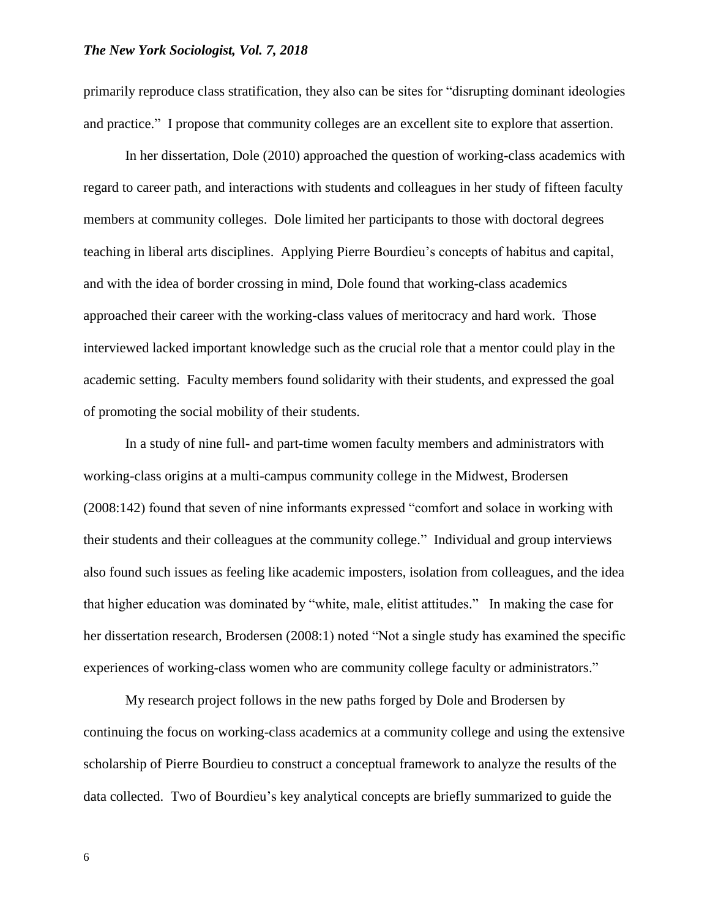primarily reproduce class stratification, they also can be sites for "disrupting dominant ideologies and practice." I propose that community colleges are an excellent site to explore that assertion.

In her dissertation, Dole (2010) approached the question of working-class academics with regard to career path, and interactions with students and colleagues in her study of fifteen faculty members at community colleges. Dole limited her participants to those with doctoral degrees teaching in liberal arts disciplines. Applying Pierre Bourdieu's concepts of habitus and capital, and with the idea of border crossing in mind, Dole found that working-class academics approached their career with the working-class values of meritocracy and hard work. Those interviewed lacked important knowledge such as the crucial role that a mentor could play in the academic setting. Faculty members found solidarity with their students, and expressed the goal of promoting the social mobility of their students.

In a study of nine full- and part-time women faculty members and administrators with working-class origins at a multi-campus community college in the Midwest, Brodersen (2008:142) found that seven of nine informants expressed "comfort and solace in working with their students and their colleagues at the community college." Individual and group interviews also found such issues as feeling like academic imposters, isolation from colleagues, and the idea that higher education was dominated by "white, male, elitist attitudes." In making the case for her dissertation research, Brodersen (2008:1) noted "Not a single study has examined the specific experiences of working-class women who are community college faculty or administrators."

My research project follows in the new paths forged by Dole and Brodersen by continuing the focus on working-class academics at a community college and using the extensive scholarship of Pierre Bourdieu to construct a conceptual framework to analyze the results of the data collected. Two of Bourdieu's key analytical concepts are briefly summarized to guide the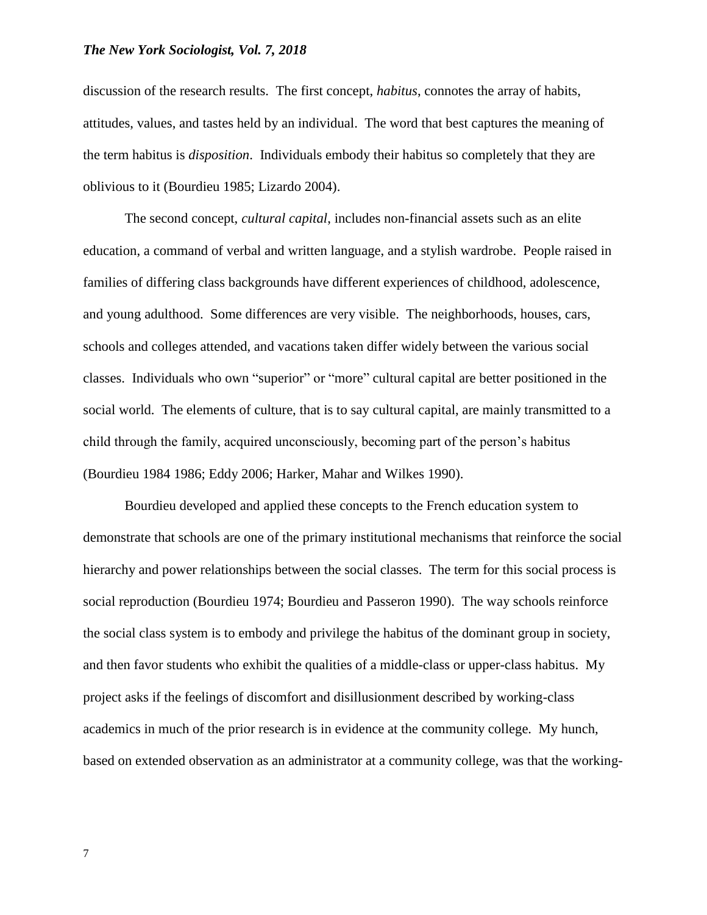discussion of the research results. The first concept, *habitus*, connotes the array of habits, attitudes, values, and tastes held by an individual. The word that best captures the meaning of the term habitus is *disposition*. Individuals embody their habitus so completely that they are oblivious to it (Bourdieu 1985; Lizardo 2004).

The second concept, *cultural capital*, includes non-financial assets such as an elite education, a command of verbal and written language, and a stylish wardrobe. People raised in families of differing class backgrounds have different experiences of childhood, adolescence, and young adulthood. Some differences are very visible. The neighborhoods, houses, cars, schools and colleges attended, and vacations taken differ widely between the various social classes. Individuals who own "superior" or "more" cultural capital are better positioned in the social world. The elements of culture, that is to say cultural capital, are mainly transmitted to a child through the family, acquired unconsciously, becoming part of the person's habitus (Bourdieu 1984 1986; Eddy 2006; Harker, Mahar and Wilkes 1990).

Bourdieu developed and applied these concepts to the French education system to demonstrate that schools are one of the primary institutional mechanisms that reinforce the social hierarchy and power relationships between the social classes. The term for this social process is social reproduction (Bourdieu 1974; Bourdieu and Passeron 1990). The way schools reinforce the social class system is to embody and privilege the habitus of the dominant group in society, and then favor students who exhibit the qualities of a middle-class or upper-class habitus. My project asks if the feelings of discomfort and disillusionment described by working-class academics in much of the prior research is in evidence at the community college. My hunch, based on extended observation as an administrator at a community college, was that the working-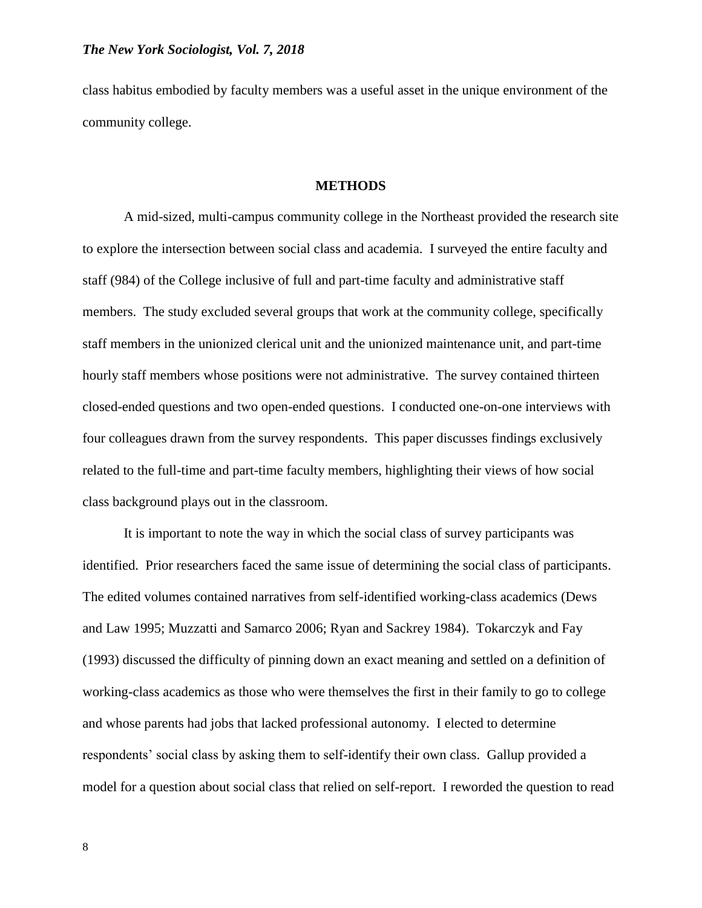class habitus embodied by faculty members was a useful asset in the unique environment of the community college.

## METHODS

A mid-sized, multi-campus community college in the Northeast provided the research site to explore the intersection between social class and academia. I surveyed the entire faculty and staff (984) of the College inclusive of full and part-time faculty and administrative staff members. The study excluded several groups that work at the community college, specifically staff members in the unionized clerical unit and the unionized maintenance unit, and part-time hourly staff members whose positions were not administrative. The survey contained thirteen closed-ended questions and two open-ended questions. I conducted one-on-one interviews with four colleagues drawn from the survey respondents. This paper discusses findings exclusively related to the full-time and part-time faculty members, highlighting their views of how social class background plays out in the classroom.

It is important to note the way in which the social class of survey participants was identified. Prior researchers faced the same issue of determining the social class of participants. The edited volumes contained narratives from self-identified working-class academics (Dews and Law 1995; Muzzatti and Samarco 2006; Ryan and Sackrey 1984). Tokarczyk and Fay (1993) discussed the difficulty of pinning down an exact meaning and settled on a definition of working-class academics as those who were themselves the first in their family to go to college and whose parents had jobs that lacked professional autonomy. I elected to determine respondents' social class by asking them to self-identify their own class. Gallup provided a model for a question about social class that relied on self-report. I reworded the question to read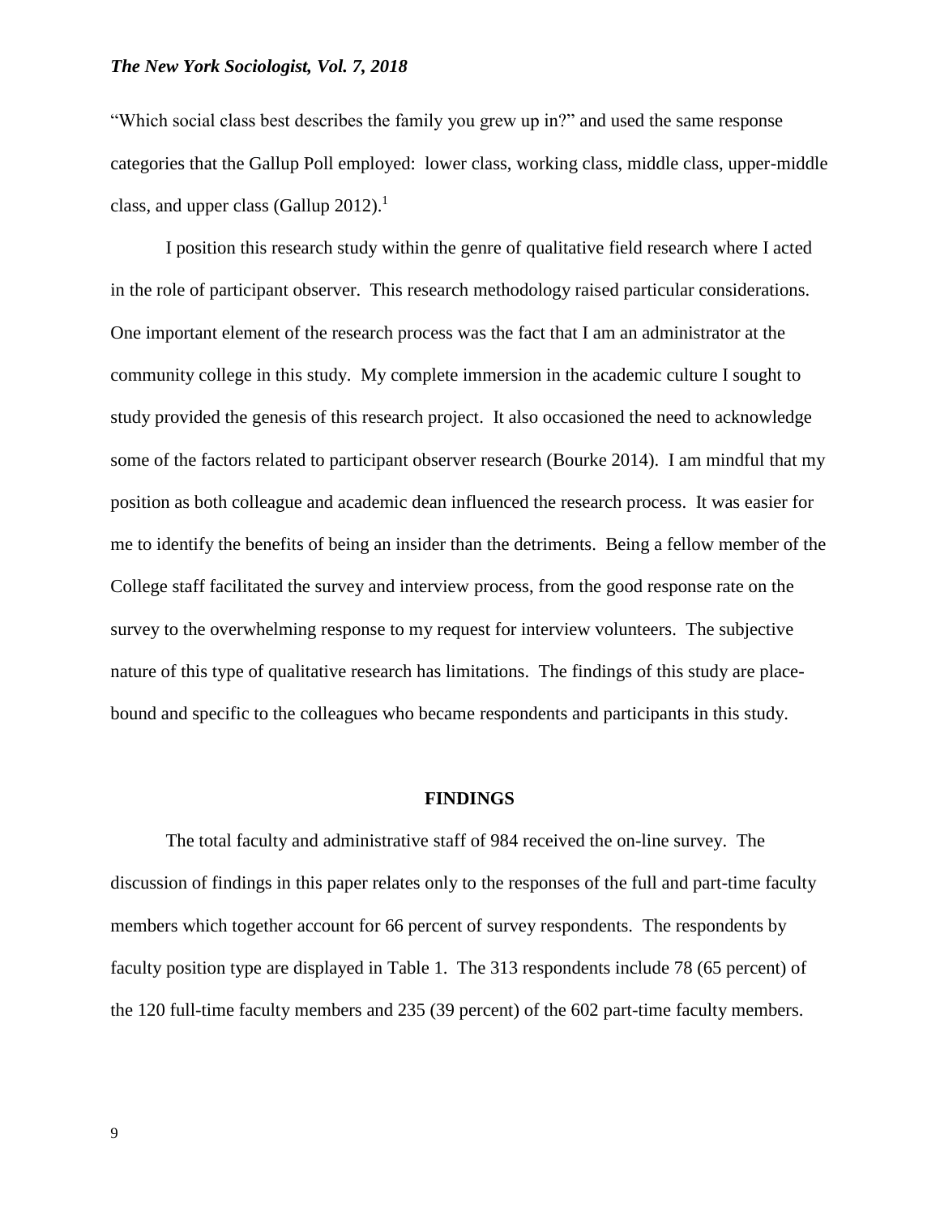"Which social class best describes the family you grew up in?" and used the same response categories that the Gallup Poll employed: lower class, working class, middle class, upper-middle class, and upper class (Gallup 2012).[1]

I position this research study within the genre of qualitative field research where I acted in the role of participant observer. This research methodology raised particular considerations. One important element of the research process was the fact that I am an administrator at the community college in this study. My complete immersion in the academic culture I sought to study provided the genesis of this research project. It also occasioned the need to acknowledge some of the factors related to participant observer research (Bourke 2014). I am mindful that my position as both colleague and academic dean influenced the research process. It was easier for me to identify the benefits of being an insider than the detriments. Being a fellow member of the College staff facilitated the survey and interview process, from the good response rate on the survey to the overwhelming response to my request for interview volunteers. The subjective nature of this type of qualitative research has limitations. The findings of this study are place-bound and specific to the colleagues who became respondents and participants in this study.

## FINDINGS

The total faculty and administrative staff of 984 received the on-line survey. The discussion of findings in this paper relates only to the responses of the full and part-time faculty members which together account for 66 percent of survey respondents. The respondents by faculty position type are displayed in Table 1. The 313 respondents include 78 (65 percent) of the 120 full-time faculty members and 235 (39 percent) of the 602 part-time faculty members.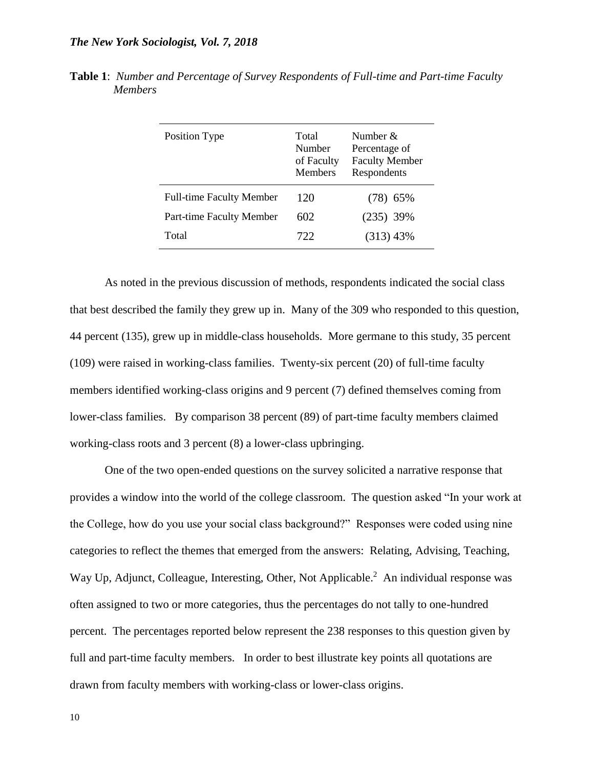**Table 1**: *Number and Percentage of Survey Respondents of Full-time and Part-time Faculty Members*

| Position Type | Total Number of Faculty Members | Number & Percentage of Faculty Member Respondents |
|---|---|---|
| Full-time Faculty Member | 120 | (78) 65% |
| Part-time Faculty Member | 602 | (235) 39% |
| Total | 722 | (313) 43% |

As noted in the previous discussion of methods, respondents indicated the social class that best described the family they grew up in. Many of the 309 who responded to this question, 44 percent (135), grew up in middle-class households. More germane to this study, 35 percent (109) were raised in working-class families. Twenty-six percent (20) of full-time faculty members identified working-class origins and 9 percent (7) defined themselves coming from lower-class families. By comparison 38 percent (89) of part-time faculty members claimed working-class roots and 3 percent (8) a lower-class upbringing.

One of the two open-ended questions on the survey solicited a narrative response that provides a window into the world of the college classroom. The question asked "In your work at the College, how do you use your social class background?" Responses were coded using nine categories to reflect the themes that emerged from the answers: Relating, Advising, Teaching, Way Up, Adjunct, Colleague, Interesting, Other, Not Applicable.[2] An individual response was often assigned to two or more categories, thus the percentages do not tally to one-hundred percent. The percentages reported below represent the 238 responses to this question given by full and part-time faculty members. In order to best illustrate key points all quotations are drawn from faculty members with working-class or lower-class origins.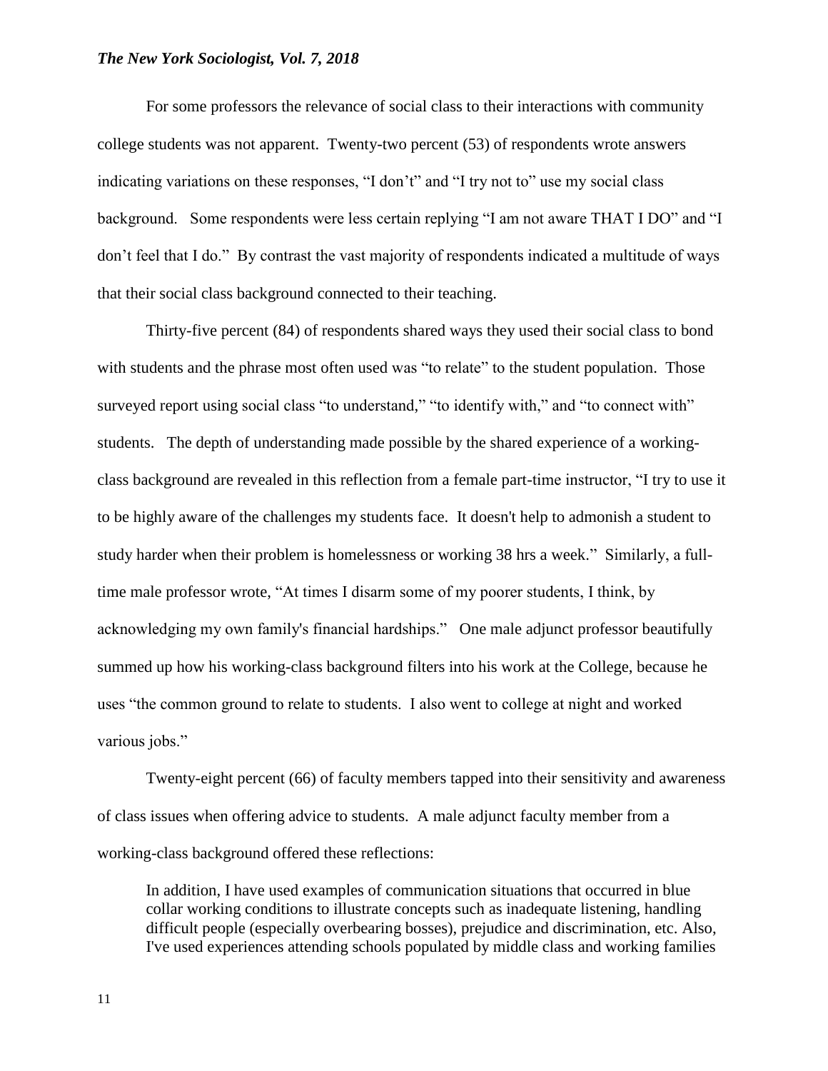For some professors the relevance of social class to their interactions with community college students was not apparent. Twenty-two percent (53) of respondents wrote answers indicating variations on these responses, "I don't" and "I try not to" use my social class background. Some respondents were less certain replying "I am not aware THAT I DO" and "I don't feel that I do." By contrast the vast majority of respondents indicated a multitude of ways that their social class background connected to their teaching.

Thirty-five percent (84) of respondents shared ways they used their social class to bond with students and the phrase most often used was "to relate" to the student population. Those surveyed report using social class "to understand," "to identify with," and "to connect with" students. The depth of understanding made possible by the shared experience of a working-class background are revealed in this reflection from a female part-time instructor, "I try to use it to be highly aware of the challenges my students face. It doesn't help to admonish a student to study harder when their problem is homelessness or working 38 hrs a week." Similarly, a full-time male professor wrote, "At times I disarm some of my poorer students, I think, by acknowledging my own family's financial hardships." One male adjunct professor beautifully summed up how his working-class background filters into his work at the College, because he uses "the common ground to relate to students. I also went to college at night and worked various jobs."

Twenty-eight percent (66) of faculty members tapped into their sensitivity and awareness of class issues when offering advice to students. A male adjunct faculty member from a working-class background offered these reflections:

> In addition, I have used examples of communication situations that occurred in blue collar working conditions to illustrate concepts such as inadequate listening, handling difficult people (especially overbearing bosses), prejudice and discrimination, etc. Also, I've used experiences attending schools populated by middle class and working families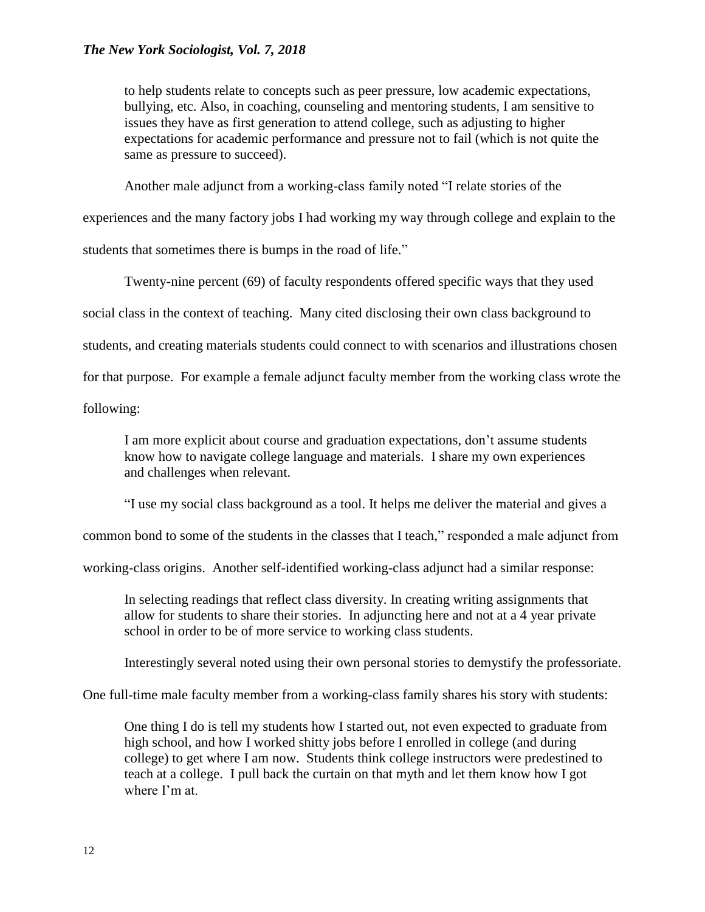> to help students relate to concepts such as peer pressure, low academic expectations, bullying, etc. Also, in coaching, counseling and mentoring students, I am sensitive to issues they have as first generation to attend college, such as adjusting to higher expectations for academic performance and pressure not to fail (which is not quite the same as pressure to succeed).

Another male adjunct from a working-class family noted "I relate stories of the experiences and the many factory jobs I had working my way through college and explain to the students that sometimes there is bumps in the road of life."

Twenty-nine percent (69) of faculty respondents offered specific ways that they used social class in the context of teaching. Many cited disclosing their own class background to students, and creating materials students could connect to with scenarios and illustrations chosen for that purpose. For example a female adjunct faculty member from the working class wrote the following:

> I am more explicit about course and graduation expectations, don't assume students know how to navigate college language and materials. I share my own experiences and challenges when relevant.

"I use my social class background as a tool. It helps me deliver the material and gives a common bond to some of the students in the classes that I teach," responded a male adjunct from working-class origins. Another self-identified working-class adjunct had a similar response:

> In selecting readings that reflect class diversity. In creating writing assignments that allow for students to share their stories. In adjuncting here and not at a 4 year private school in order to be of more service to working class students.

Interestingly several noted using their own personal stories to demystify the professoriate. One full-time male faculty member from a working-class family shares his story with students:

> One thing I do is tell my students how I started out, not even expected to graduate from high school, and how I worked shitty jobs before I enrolled in college (and during college) to get where I am now. Students think college instructors were predestined to teach at a college. I pull back the curtain on that myth and let them know how I got where I'm at.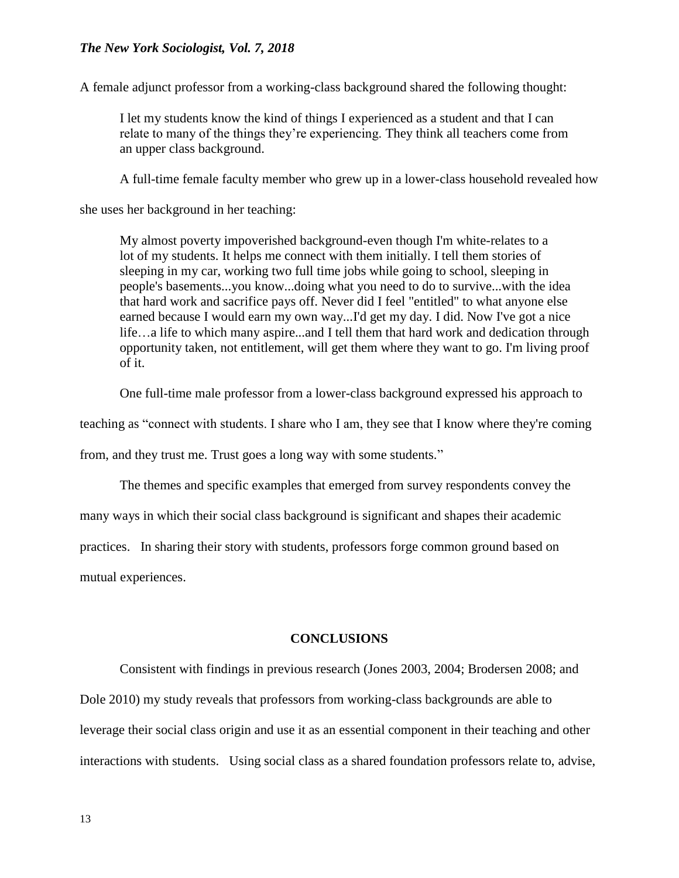A female adjunct professor from a working-class background shared the following thought:

> I let my students know the kind of things I experienced as a student and that I can relate to many of the things they're experiencing. They think all teachers come from an upper class background.

A full-time female faculty member who grew up in a lower-class household revealed how she uses her background in her teaching:

> My almost poverty impoverished background-even though I'm white-relates to a lot of my students. It helps me connect with them initially. I tell them stories of sleeping in my car, working two full time jobs while going to school, sleeping in people's basements...you know...doing what you need to do to survive...with the idea that hard work and sacrifice pays off. Never did I feel "entitled" to what anyone else earned because I would earn my own way...I'd get my day. I did. Now I've got a nice life…a life to which many aspire...and I tell them that hard work and dedication through opportunity taken, not entitlement, will get them where they want to go. I'm living proof of it.

One full-time male professor from a lower-class background expressed his approach to teaching as "connect with students. I share who I am, they see that I know where they're coming from, and they trust me. Trust goes a long way with some students."

The themes and specific examples that emerged from survey respondents convey the many ways in which their social class background is significant and shapes their academic practices. In sharing their story with students, professors forge common ground based on mutual experiences.

## CONCLUSIONS

Consistent with findings in previous research (Jones 2003, 2004; Brodersen 2008; and Dole 2010) my study reveals that professors from working-class backgrounds are able to leverage their social class origin and use it as an essential component in their teaching and other interactions with students. Using social class as a shared foundation professors relate to, advise,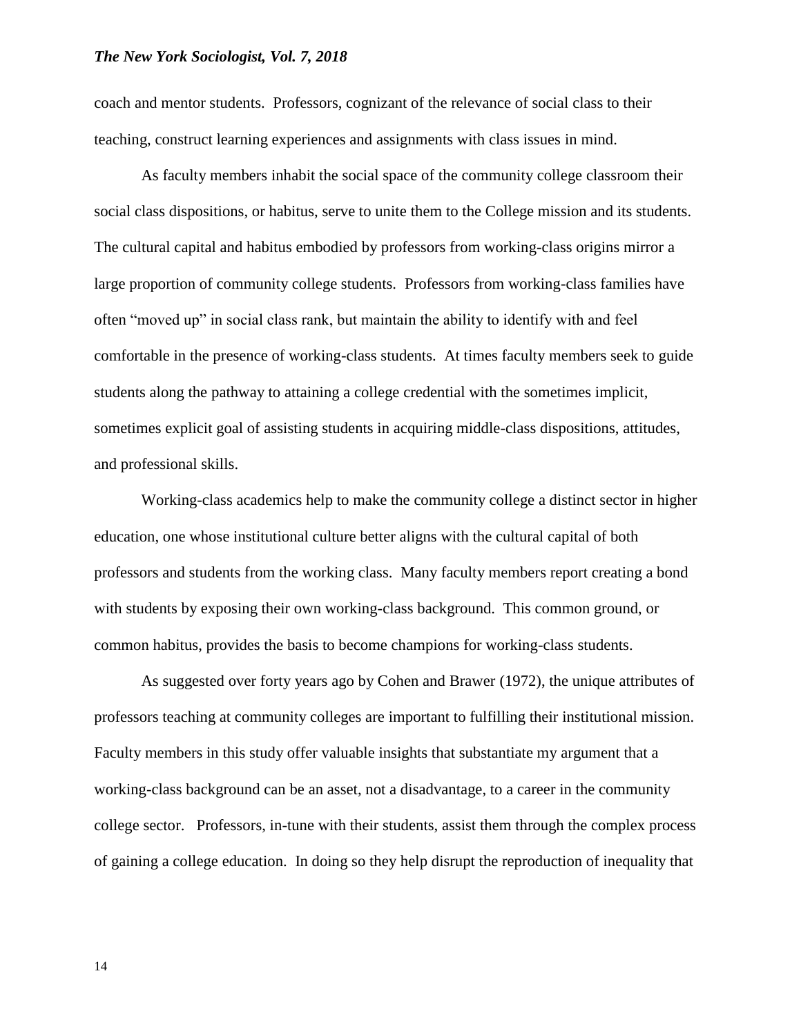coach and mentor students. Professors, cognizant of the relevance of social class to their teaching, construct learning experiences and assignments with class issues in mind.

As faculty members inhabit the social space of the community college classroom their social class dispositions, or habitus, serve to unite them to the College mission and its students. The cultural capital and habitus embodied by professors from working-class origins mirror a large proportion of community college students. Professors from working-class families have often "moved up" in social class rank, but maintain the ability to identify with and feel comfortable in the presence of working-class students. At times faculty members seek to guide students along the pathway to attaining a college credential with the sometimes implicit, sometimes explicit goal of assisting students in acquiring middle-class dispositions, attitudes, and professional skills.

Working-class academics help to make the community college a distinct sector in higher education, one whose institutional culture better aligns with the cultural capital of both professors and students from the working class. Many faculty members report creating a bond with students by exposing their own working-class background. This common ground, or common habitus, provides the basis to become champions for working-class students.

As suggested over forty years ago by Cohen and Brawer (1972), the unique attributes of professors teaching at community colleges are important to fulfilling their institutional mission. Faculty members in this study offer valuable insights that substantiate my argument that a working-class background can be an asset, not a disadvantage, to a career in the community college sector. Professors, in-tune with their students, assist them through the complex process of gaining a college education. In doing so they help disrupt the reproduction of inequality that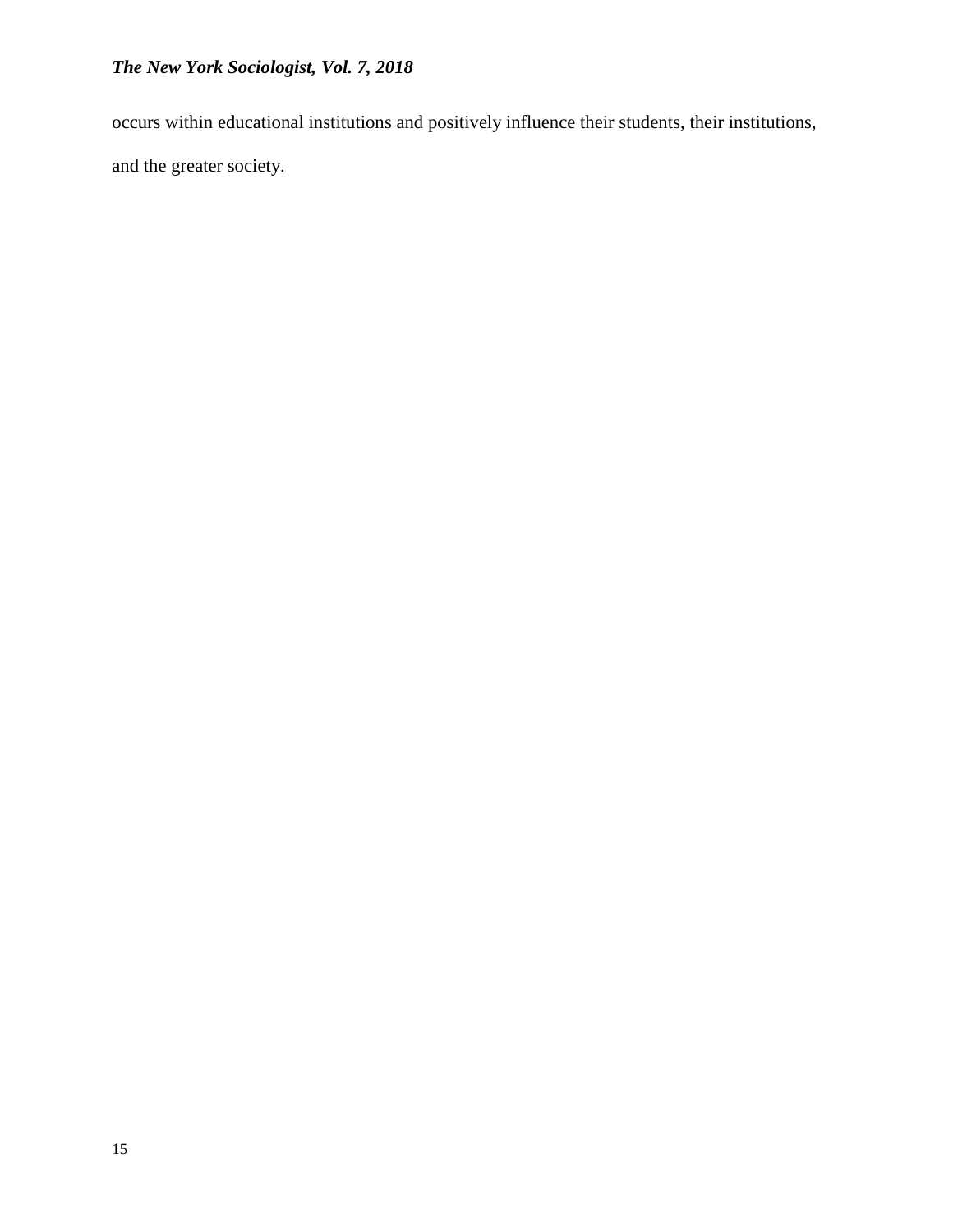occurs within educational institutions and positively influence their students, their institutions, and the greater society.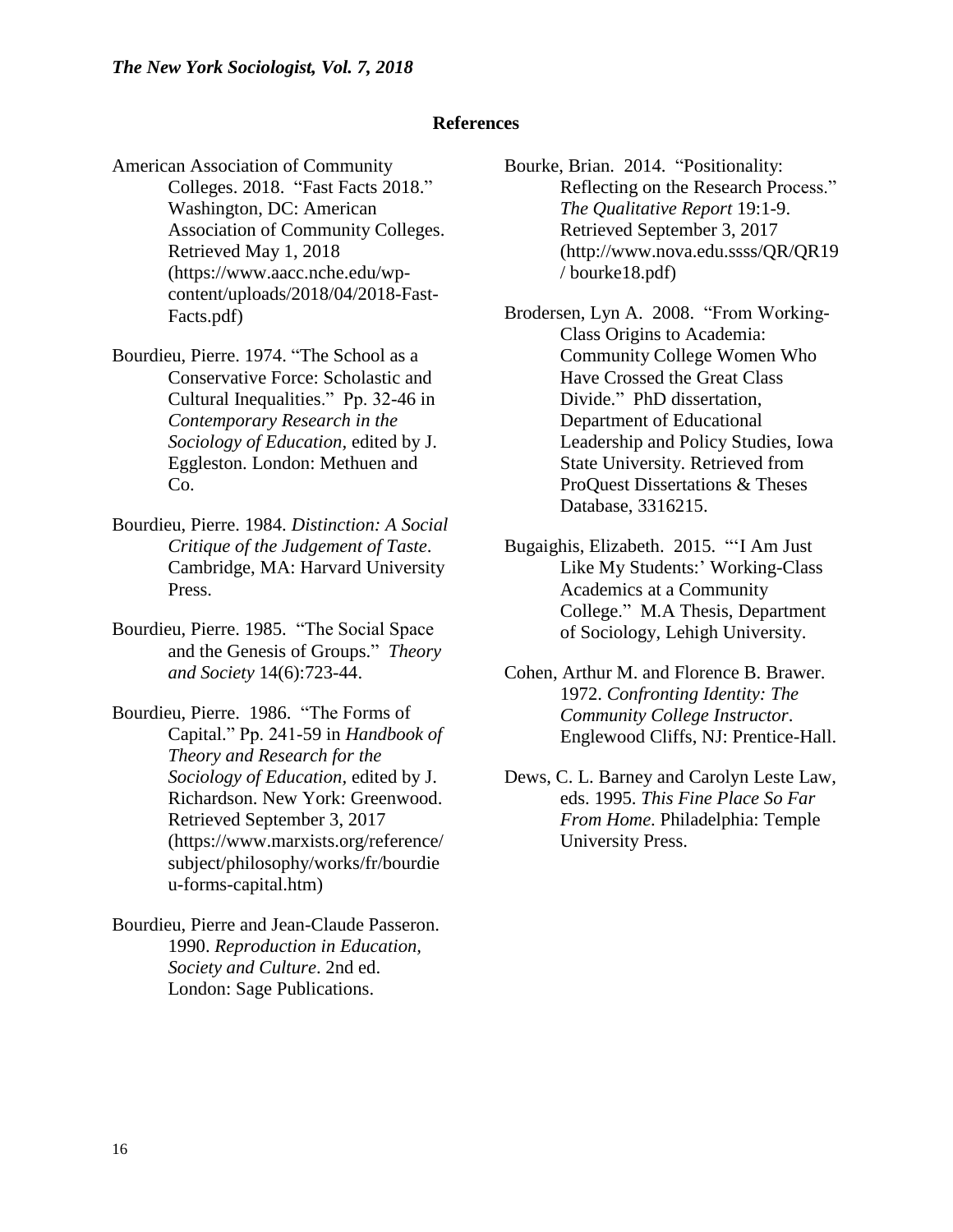## References

American Association of Community Colleges. 2018. "Fast Facts 2018." Washington, DC: American Association of Community Colleges. Retrieved May 1, 2018 (https://www.aacc.nche.edu/wp-content/uploads/2018/04/2018-Fast-Facts.pdf)

Bourdieu, Pierre. 1974. "The School as a Conservative Force: Scholastic and Cultural Inequalities." Pp. 32-46 in *Contemporary Research in the Sociology of Education*, edited by J. Eggleston. London: Methuen and Co.

Bourdieu, Pierre. 1984. *Distinction: A Social Critique of the Judgement of Taste*. Cambridge, MA: Harvard University Press.

Bourdieu, Pierre. 1985. "The Social Space and the Genesis of Groups." *Theory and Society* 14(6):723-44.

Bourdieu, Pierre. 1986. "The Forms of Capital." Pp. 241-59 in *Handbook of Theory and Research for the Sociology of Education*, edited by J. Richardson. New York: Greenwood. Retrieved September 3, 2017 (https://www.marxists.org/reference/subject/philosophy/works/fr/bourdieu-forms-capital.htm)

Bourdieu, Pierre and Jean-Claude Passeron. 1990. *Reproduction in Education, Society and Culture*. 2nd ed. London: Sage Publications.

Bourke, Brian. 2014. "Positionality: Reflecting on the Research Process." *The Qualitative Report* 19:1-9. Retrieved September 3, 2017 (http://www.nova.edu.ssss/QR/QR19/ bourke18.pdf)

Brodersen, Lyn A. 2008. "From Working-Class Origins to Academia: Community College Women Who Have Crossed the Great Class Divide." PhD dissertation, Department of Educational Leadership and Policy Studies, Iowa State University. Retrieved from ProQuest Dissertations & Theses Database, 3316215.

Bugaighis, Elizabeth. 2015. "'I Am Just Like My Students:' Working-Class Academics at a Community College." M.A Thesis, Department of Sociology, Lehigh University.

Cohen, Arthur M. and Florence B. Brawer. 1972. *Confronting Identity: The Community College Instructor*. Englewood Cliffs, NJ: Prentice-Hall.

Dews, C. L. Barney and Carolyn Leste Law, eds. 1995. *This Fine Place So Far From Home*. Philadelphia: Temple University Press.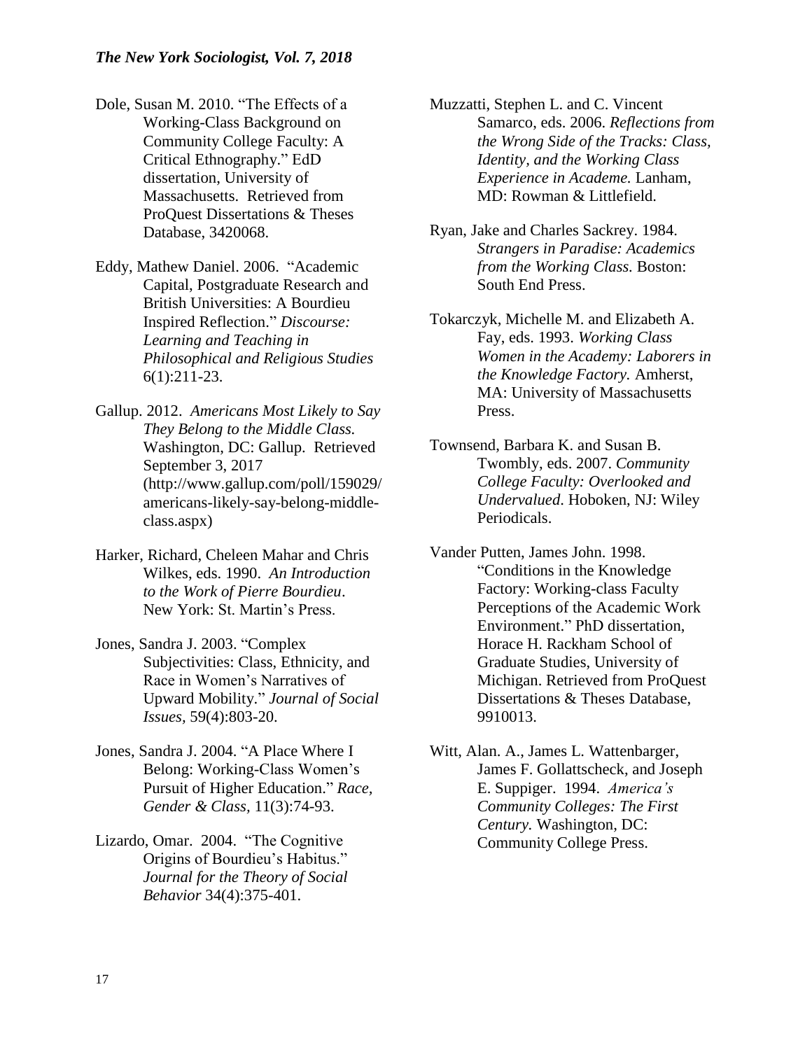Dole, Susan M. 2010. "The Effects of a Working-Class Background on Community College Faculty: A Critical Ethnography." EdD dissertation, University of Massachusetts. Retrieved from ProQuest Dissertations & Theses Database, 3420068.

Eddy, Mathew Daniel. 2006. "Academic Capital, Postgraduate Research and British Universities: A Bourdieu Inspired Reflection." *Discourse: Learning and Teaching in Philosophical and Religious Studies* 6(1):211-23.

Gallup. 2012. *Americans Most Likely to Say They Belong to the Middle Class.* Washington, DC: Gallup. Retrieved September 3, 2017 (http://www.gallup.com/poll/159029/americans-likely-say-belong-middle-class.aspx)

Harker, Richard, Cheleen Mahar and Chris Wilkes, eds. 1990. *An Introduction to the Work of Pierre Bourdieu*. New York: St. Martin's Press.

Jones, Sandra J. 2003. "Complex Subjectivities: Class, Ethnicity, and Race in Women's Narratives of Upward Mobility." *Journal of Social Issues*, 59(4):803-20.

Jones, Sandra J. 2004. "A Place Where I Belong: Working-Class Women's Pursuit of Higher Education." *Race, Gender & Class*, 11(3):74-93.

Lizardo, Omar. 2004. "The Cognitive Origins of Bourdieu's Habitus." *Journal for the Theory of Social Behavior* 34(4):375-401.

Muzzatti, Stephen L. and C. Vincent Samarco, eds. 2006. *Reflections from the Wrong Side of the Tracks: Class, Identity, and the Working Class Experience in Academe.* Lanham, MD: Rowman & Littlefield.

Ryan, Jake and Charles Sackrey. 1984. *Strangers in Paradise: Academics from the Working Class.* Boston: South End Press.

Tokarczyk, Michelle M. and Elizabeth A. Fay, eds. 1993. *Working Class Women in the Academy: Laborers in the Knowledge Factory.* Amherst, MA: University of Massachusetts Press.

Townsend, Barbara K. and Susan B. Twombly, eds. 2007. *Community College Faculty: Overlooked and Undervalued*. Hoboken, NJ: Wiley Periodicals.

Vander Putten, James John. 1998. "Conditions in the Knowledge Factory: Working-class Faculty Perceptions of the Academic Work Environment." PhD dissertation, Horace H. Rackham School of Graduate Studies, University of Michigan. Retrieved from ProQuest Dissertations & Theses Database, 9910013.

Witt, Alan. A., James L. Wattenbarger, James F. Gollattscheck, and Joseph E. Suppiger. 1994. *America's Community Colleges: The First Century.* Washington, DC: Community College Press.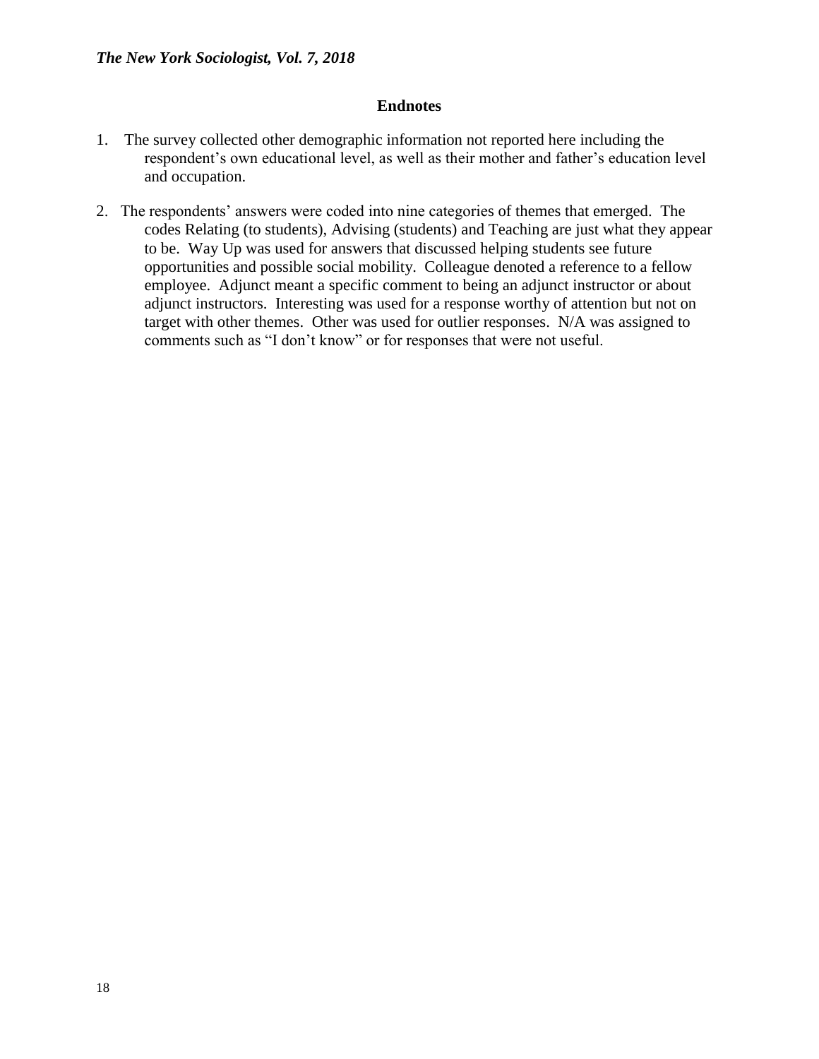## Endnotes

1. The survey collected other demographic information not reported here including the respondent's own educational level, as well as their mother and father's education level and occupation.

2. The respondents' answers were coded into nine categories of themes that emerged. The codes Relating (to students), Advising (students) and Teaching are just what they appear to be. Way Up was used for answers that discussed helping students see future opportunities and possible social mobility. Colleague denoted a reference to a fellow employee. Adjunct meant a specific comment to being an adjunct instructor or about adjunct instructors. Interesting was used for a response worthy of attention but not on target with other themes. Other was used for outlier responses. N/A was assigned to comments such as "I don't know" or for responses that were not useful.